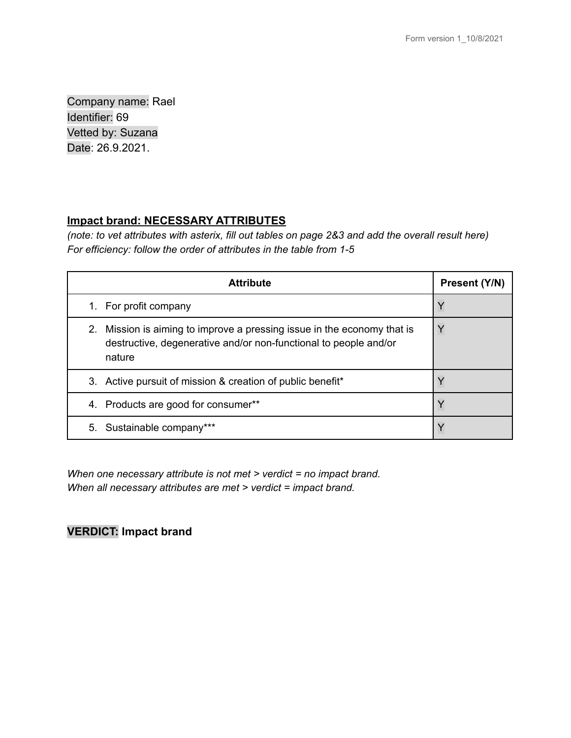Company name: Rael
Identifier: 69
Vetted by: Suzana
Date: 26.9.2021.

## Impact brand: NECESSARY ATTRIBUTES

*(note: to vet attributes with asterix, fill out tables on page 2&3 and add the overall result here)*
*For efficiency: follow the order of attributes in the table from 1-5*

| Attribute | Present (Y/N) |
|---|---|
| 1. For profit company | Y |
| 2. Mission is aiming to improve a pressing issue in the economy that is destructive, degenerative and/or non-functional to people and/or nature | Y |
| 3. Active pursuit of mission & creation of public benefit* | Y |
| 4. Products are good for consumer** | Y |
| 5. Sustainable company*** | Y |

*When one necessary attribute is not met > verdict = no impact brand.*
*When all necessary attributes are met > verdict = impact brand.*

**VERDICT: Impact brand**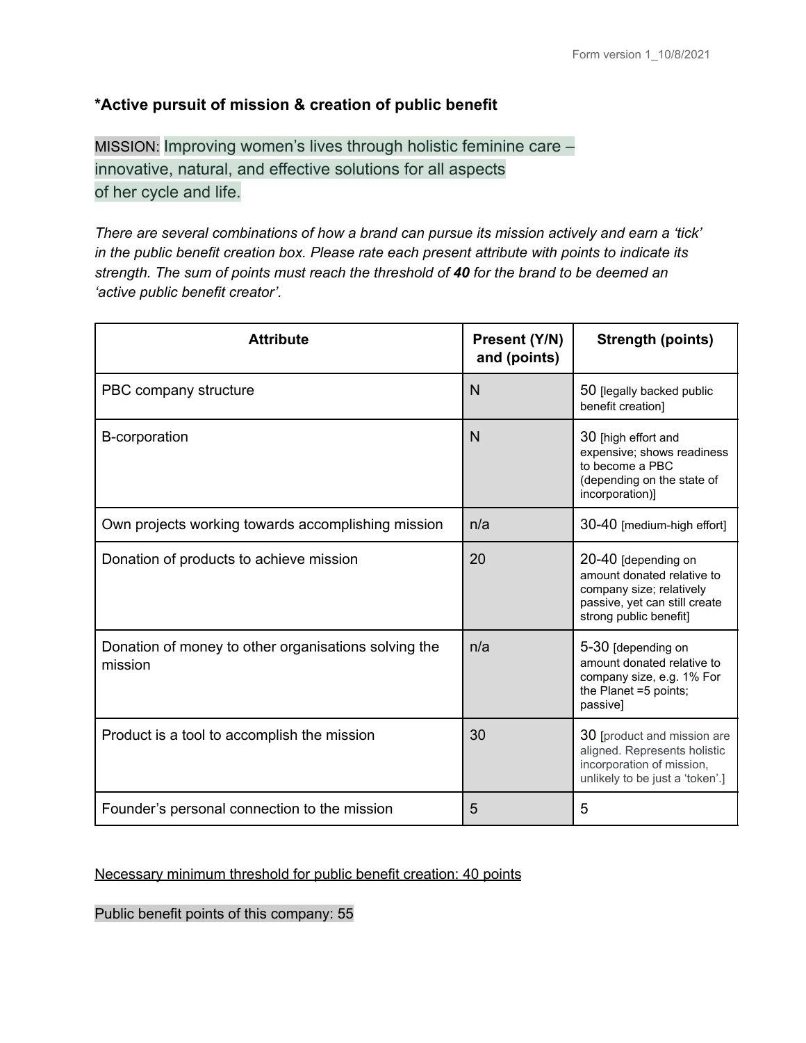**\*Active pursuit of mission & creation of public benefit**

MISSION: Improving women's lives through holistic feminine care – innovative, natural, and effective solutions for all aspects of her cycle and life.

*There are several combinations of how a brand can pursue its mission actively and earn a 'tick' in the public benefit creation box. Please rate each present attribute with points to indicate its strength. The sum of points must reach the threshold of **40** for the brand to be deemed an 'active public benefit creator'.*

| Attribute | Present (Y/N) and (points) | Strength (points) |
|---|---|---|
| PBC company structure | N | 50 [legally backed public benefit creation] |
| B-corporation | N | 30 [high effort and expensive; shows readiness to become a PBC (depending on the state of incorporation)] |
| Own projects working towards accomplishing mission | n/a | 30-40 [medium-high effort] |
| Donation of products to achieve mission | 20 | 20-40 [depending on amount donated relative to company size; relatively passive, yet can still create strong public benefit] |
| Donation of money to other organisations solving the mission | n/a | 5-30 [depending on amount donated relative to company size, e.g. 1% For the Planet =5 points; passive] |
| Product is a tool to accomplish the mission | 30 | 30 [product and mission are aligned. Represents holistic incorporation of mission, unlikely to be just a 'token'.] |
| Founder's personal connection to the mission | 5 | 5 |

<u>Necessary minimum threshold for public benefit creation: 40 points</u>

Public benefit points of this company: 55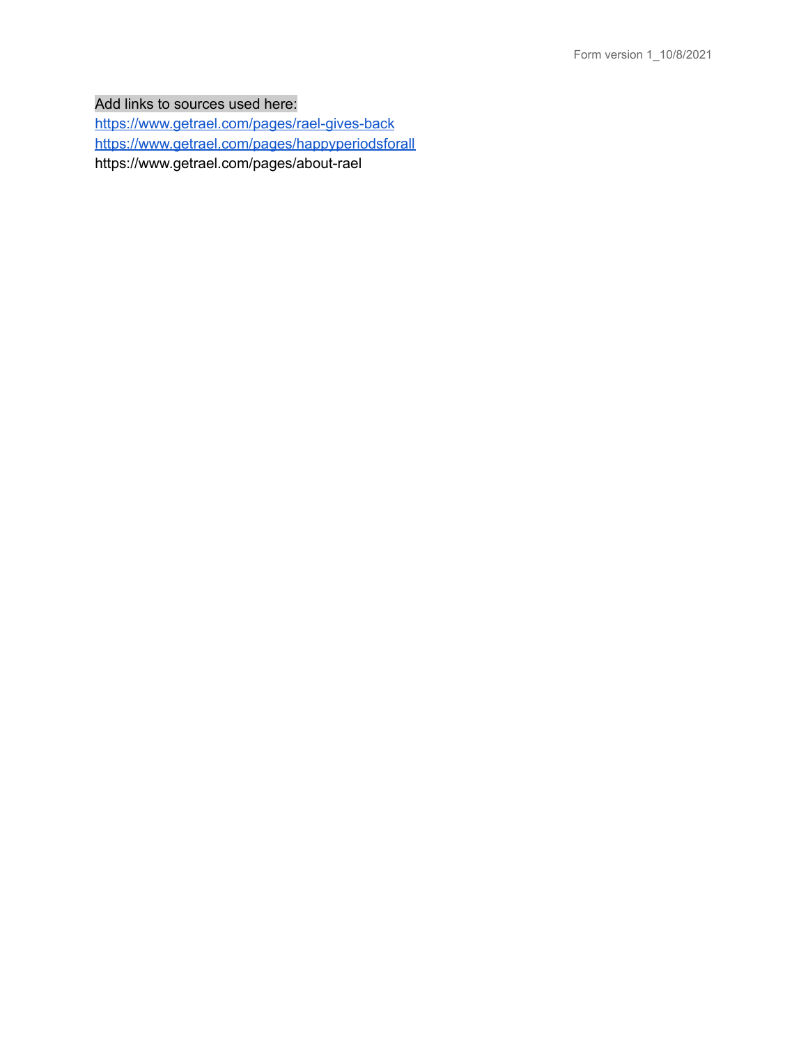Add links to sources used here:

https://www.getrael.com/pages/rael-gives-back
https://www.getrael.com/pages/happyperiodsforall
https://www.getrael.com/pages/about-rael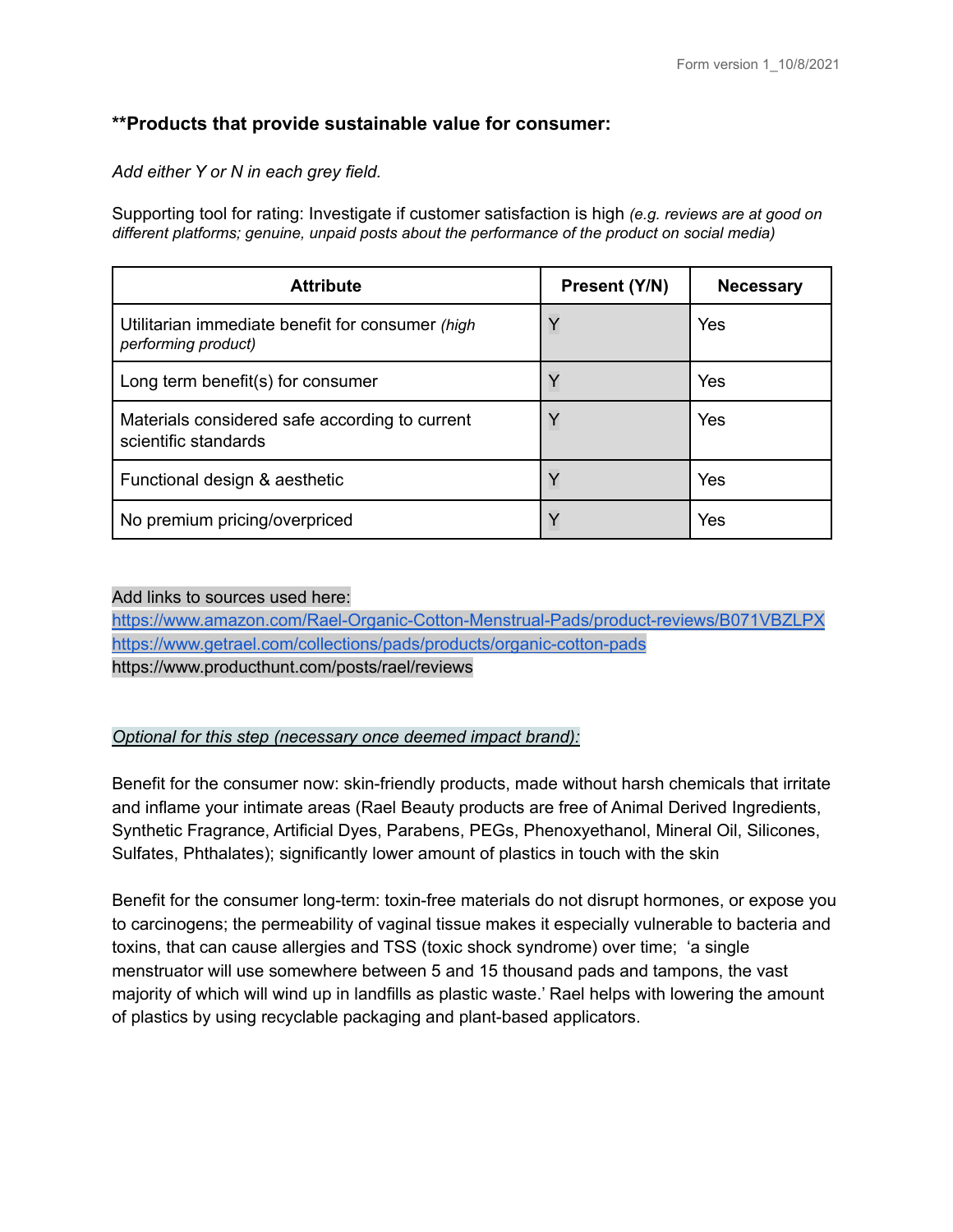**\*\*Products that provide sustainable value for consumer:**

*Add either Y or N in each grey field.*

Supporting tool for rating: Investigate if customer satisfaction is high *(e.g. reviews are at good on different platforms; genuine, unpaid posts about the performance of the product on social media)*

| Attribute | Present (Y/N) | Necessary |
|---|---|---|
| Utilitarian immediate benefit for consumer *(high performing product)* | Y | Yes |
| Long term benefit(s) for consumer | Y | Yes |
| Materials considered safe according to current scientific standards | Y | Yes |
| Functional design & aesthetic | Y | Yes |
| No premium pricing/overpriced | Y | Yes |

Add links to sources used here:
https://www.amazon.com/Rael-Organic-Cotton-Menstrual-Pads/product-reviews/B071VBZLPX
https://www.getrael.com/collections/pads/products/organic-cotton-pads
https://www.producthunt.com/posts/rael/reviews

*Optional for this step (necessary once deemed impact brand):*

Benefit for the consumer now: skin-friendly products, made without harsh chemicals that irritate and inflame your intimate areas (Rael Beauty products are free of Animal Derived Ingredients, Synthetic Fragrance, Artificial Dyes, Parabens, PEGs, Phenoxyethanol, Mineral Oil, Silicones, Sulfates, Phthalates); significantly lower amount of plastics in touch with the skin

Benefit for the consumer long-term: toxin-free materials do not disrupt hormones, or expose you to carcinogens; the permeability of vaginal tissue makes it especially vulnerable to bacteria and toxins, that can cause allergies and TSS (toxic shock syndrome) over time; 'a single menstruator will use somewhere between 5 and 15 thousand pads and tampons, the vast majority of which will wind up in landfills as plastic waste.' Rael helps with lowering the amount of plastics by using recyclable packaging and plant-based applicators.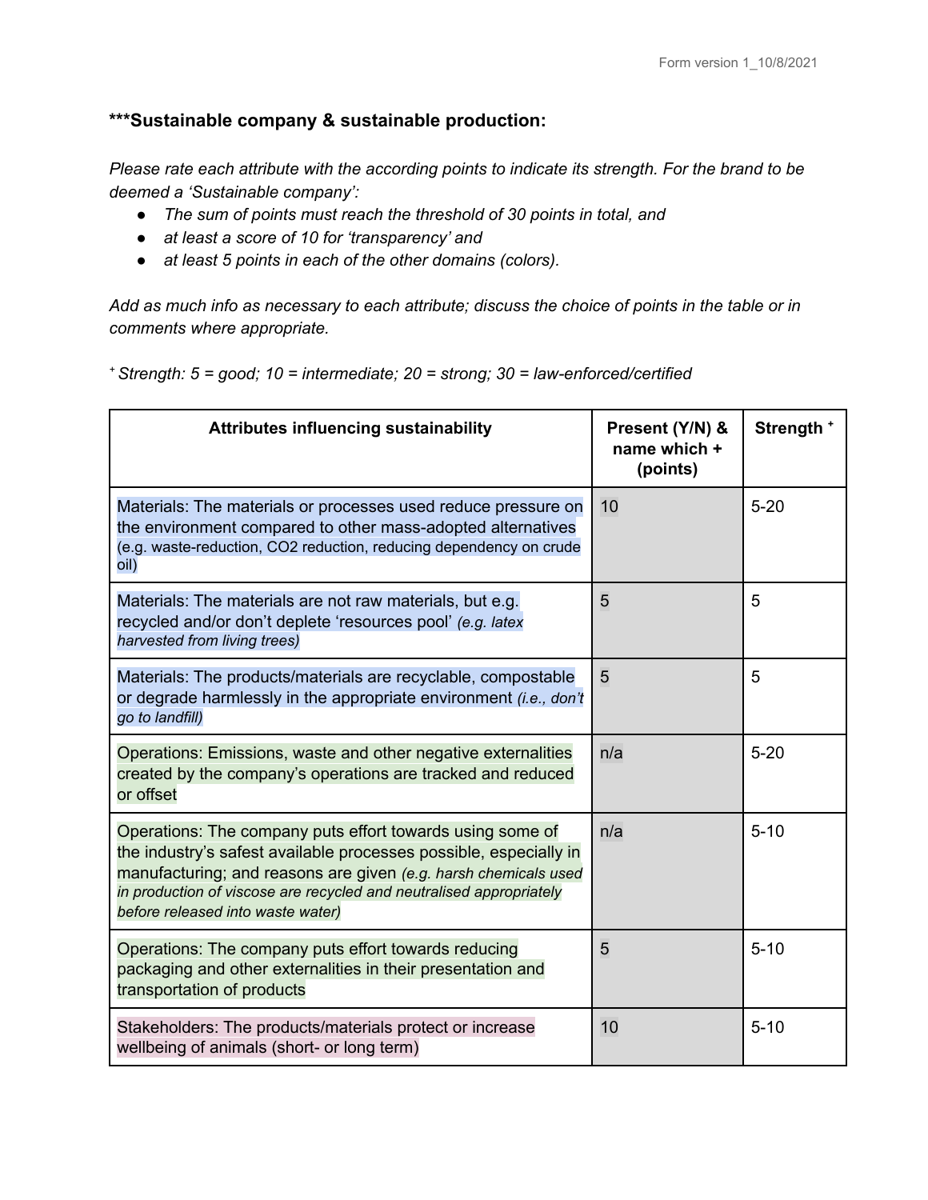### ***Sustainable company & sustainable production:

*Please rate each attribute with the according points to indicate its strength. For the brand to be deemed a 'Sustainable company':*

- *The sum of points must reach the threshold of 30 points in total, and*
- *at least a score of 10 for 'transparency' and*
- *at least 5 points in each of the other domains (colors).*

*Add as much info as necessary to each attribute; discuss the choice of points in the table or in comments where appropriate.*

+ *Strength: 5 = good; 10 = intermediate; 20 = strong; 30 = law-enforced/certified*

| Attributes influencing sustainability | Present (Y/N) & name which + (points) | Strength + |
|---|---|---|
| Materials: The materials or processes used reduce pressure on the environment compared to other mass-adopted alternatives (e.g. waste-reduction, CO2 reduction, reducing dependency on crude oil) | 10 | 5-20 |
| Materials: The materials are not raw materials, but e.g. recycled and/or don't deplete 'resources pool' *(e.g. latex harvested from living trees)* | 5 | 5 |
| Materials: The products/materials are recyclable, compostable or degrade harmlessly in the appropriate environment *(i.e., don't go to landfill)* | 5 | 5 |
| Operations: Emissions, waste and other negative externalities created by the company's operations are tracked and reduced or offset | n/a | 5-20 |
| Operations: The company puts effort towards using some of the industry's safest available processes possible, especially in manufacturing; and reasons are given *(e.g. harsh chemicals used in production of viscose are recycled and neutralised appropriately before released into waste water)* | n/a | 5-10 |
| Operations: The company puts effort towards reducing packaging and other externalities in their presentation and transportation of products | 5 | 5-10 |
| Stakeholders: The products/materials protect or increase wellbeing of animals (short- or long term) | 10 | 5-10 |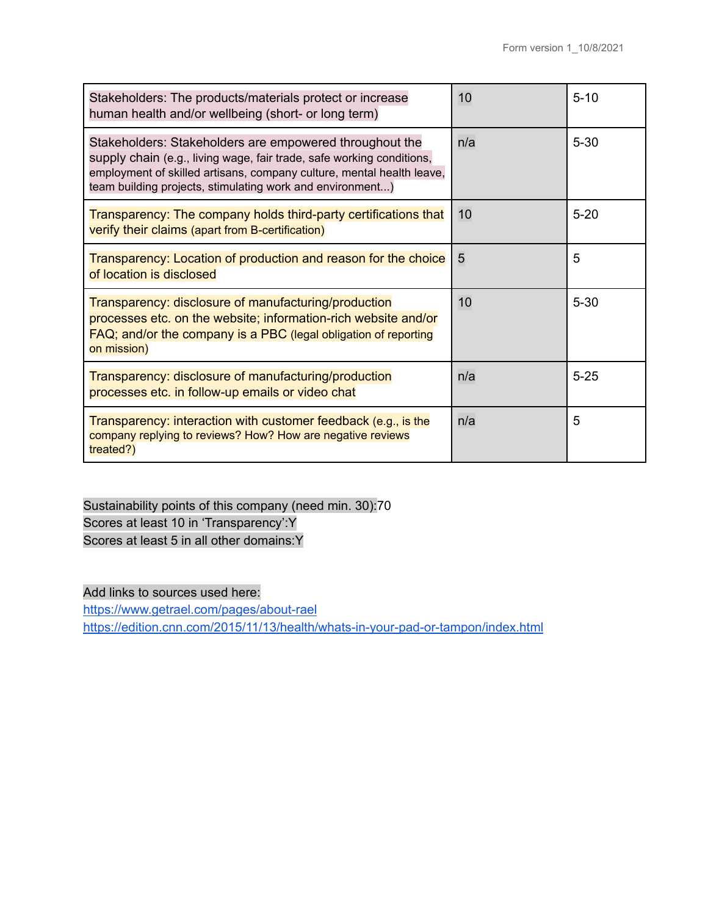| | | |
|---|---|---|
| Stakeholders: The products/materials protect or increase human health and/or wellbeing (short- or long term) | 10 | 5-10 |
| Stakeholders: Stakeholders are empowered throughout the supply chain (e.g., living wage, fair trade, safe working conditions, employment of skilled artisans, company culture, mental health leave, team building projects, stimulating work and environment...) | n/a | 5-30 |
| Transparency: The company holds third-party certifications that verify their claims (apart from B-certification) | 10 | 5-20 |
| Transparency: Location of production and reason for the choice of location is disclosed | 5 | 5 |
| Transparency: disclosure of manufacturing/production processes etc. on the website; information-rich website and/or FAQ; and/or the company is a PBC (legal obligation of reporting on mission) | 10 | 5-30 |
| Transparency: disclosure of manufacturing/production processes etc. in follow-up emails or video chat | n/a | 5-25 |
| Transparency: interaction with customer feedback (e.g., is the company replying to reviews? How? How are negative reviews treated?) | n/a | 5 |

Sustainability points of this company (need min. 30):70
Scores at least 10 in 'Transparency':Y
Scores at least 5 in all other domains:Y

Add links to sources used here:
https://www.getrael.com/pages/about-rael
https://edition.cnn.com/2015/11/13/health/whats-in-your-pad-or-tampon/index.html